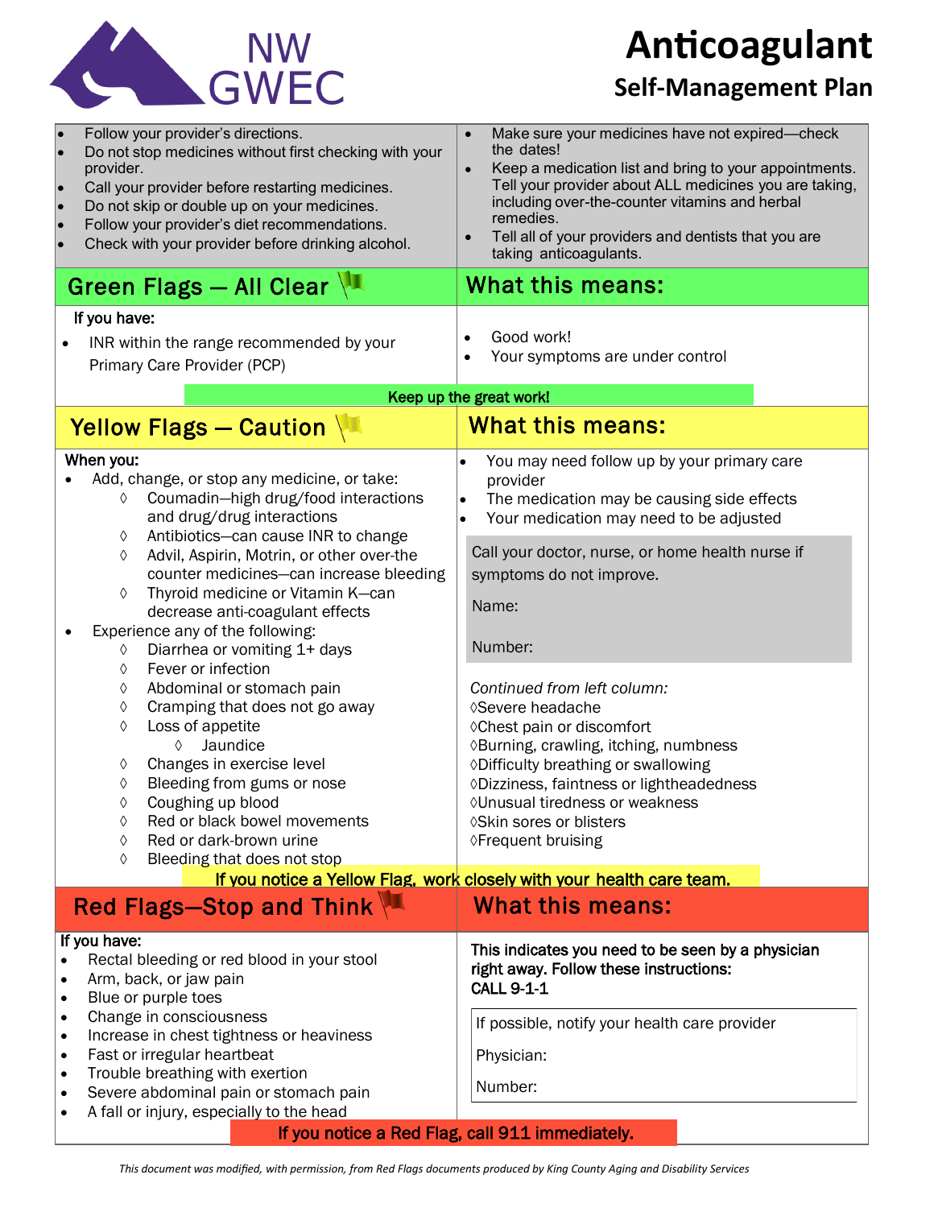NW GWEC

# Anticoagulant

## Self-Management Plan

- Follow your provider's directions.
- Do not stop medicines without first checking with your provider.
- Call your provider before restarting medicines.
- Do not skip or double up on your medicines.
- Follow your provider's diet recommendations.
- Check with your provider before drinking alcohol.
- Make sure your medicines have not expired—check the dates!
- Keep a medication list and bring to your appointments. Tell your provider about ALL medicines you are taking, including over-the-counter vitamins and herbal remedies.
- Tell all of your providers and dentists that you are taking anticoagulants.

## Green Flags — All Clear

**If you have:**

- INR within the range recommended by your Primary Care Provider (PCP)

### What this means:

- Good work!
- Your symptoms are under control

**Keep up the great work!**

## Yellow Flags — Caution

**When you:**

- Add, change, or stop any medicine, or take:
  - ◊ Coumadin—high drug/food interactions and drug/drug interactions
  - ◊ Antibiotics—can cause INR to change
  - ◊ Advil, Aspirin, Motrin, or other over-the counter medicines—can increase bleeding
  - ◊ Thyroid medicine or Vitamin K—can decrease anti-coagulant effects
- Experience any of the following:
  - ◊ Diarrhea or vomiting 1+ days
  - ◊ Fever or infection
  - ◊ Abdominal or stomach pain
  - ◊ Cramping that does not go away
  - ◊ Loss of appetite
    - ◊ Jaundice
  - ◊ Changes in exercise level
  - ◊ Bleeding from gums or nose
  - ◊ Coughing up blood
  - ◊ Red or black bowel movements
  - ◊ Red or dark-brown urine
  - ◊ Bleeding that does not stop

*Continued from left column:*

- ◊Severe headache
- ◊Chest pain or discomfort
- ◊Burning, crawling, itching, numbness
- ◊Difficulty breathing or swallowing
- ◊Dizziness, faintness or lightheadedness
- ◊Unusual tiredness or weakness
- ◊Skin sores or blisters
- ◊Frequent bruising

### What this means:

- You may need follow up by your primary care provider
- The medication may be causing side effects
- Your medication may need to be adjusted

Call your doctor, nurse, or home health nurse if symptoms do not improve.

Name:

Number:

**If you notice a Yellow Flag, work closely with your health care team.**

## Red Flags—Stop and Think

**If you have:**

- Rectal bleeding or red blood in your stool
- Arm, back, or jaw pain
- Blue or purple toes
- Change in consciousness
- Increase in chest tightness or heaviness
- Fast or irregular heartbeat
- Trouble breathing with exertion
- Severe abdominal pain or stomach pain
- A fall or injury, especially to the head

### What this means:

**This indicates you need to be seen by a physician right away. Follow these instructions:**
**CALL 9-1-1**

If possible, notify your health care provider

Physician:

Number:

**If you notice a Red Flag, call 911 immediately.**

*This document was modified, with permission, from Red Flags documents produced by King County Aging and Disability Services*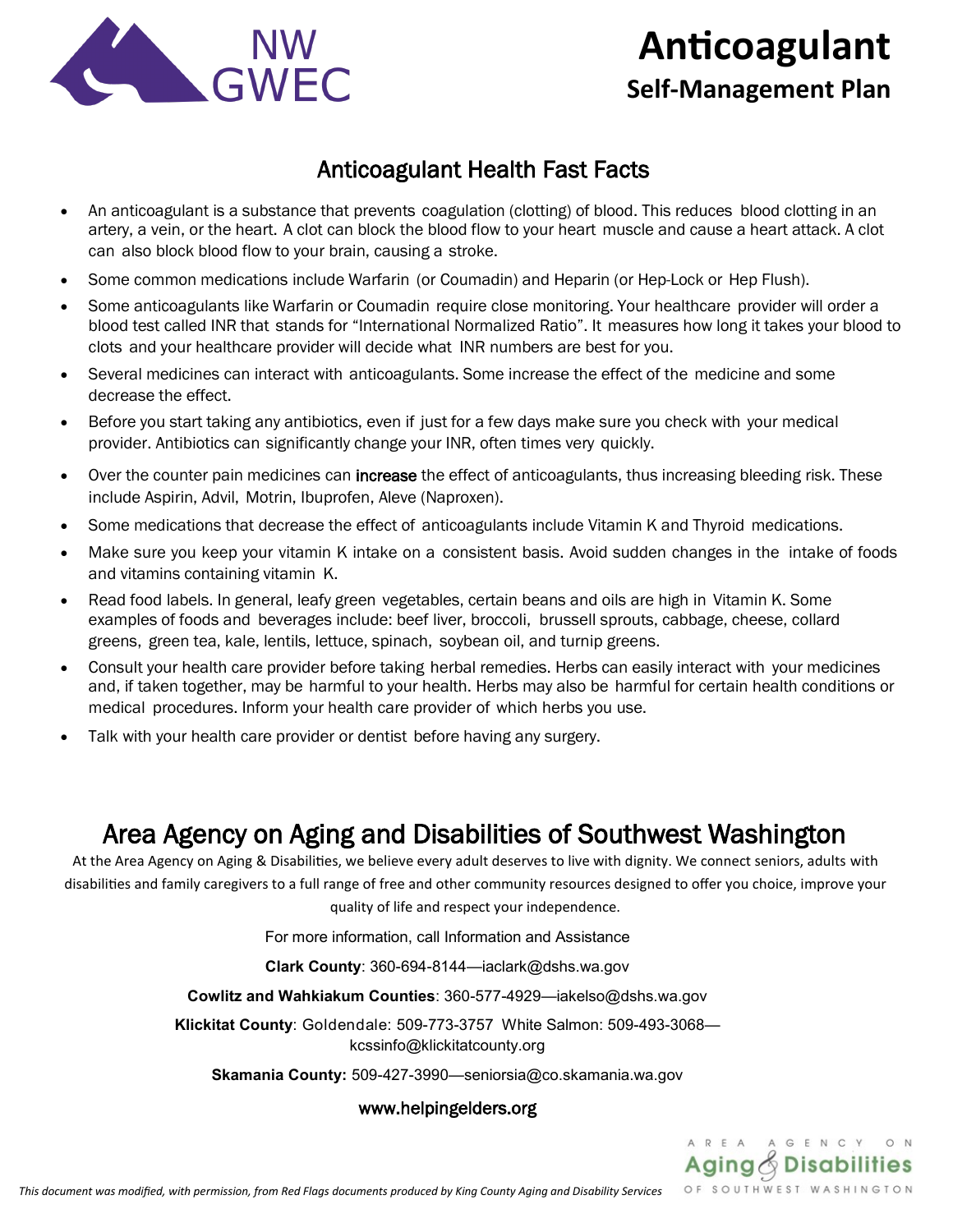NW GWEC

# Anticoagulant

## Self-Management Plan

### Anticoagulant Health Fast Facts

- An anticoagulant is a substance that prevents coagulation (clotting) of blood. This reduces blood clotting in an artery, a vein, or the heart. A clot can block the blood flow to your heart muscle and cause a heart attack. A clot can also block blood flow to your brain, causing a stroke.
- Some common medications include Warfarin (or Coumadin) and Heparin (or Hep-Lock or Hep Flush).
- Some anticoagulants like Warfarin or Coumadin require close monitoring. Your healthcare provider will order a blood test called INR that stands for "International Normalized Ratio". It measures how long it takes your blood to clots and your healthcare provider will decide what INR numbers are best for you.
- Several medicines can interact with anticoagulants. Some increase the effect of the medicine and some decrease the effect.
- Before you start taking any antibiotics, even if just for a few days make sure you check with your medical provider. Antibiotics can significantly change your INR, often times very quickly.
- Over the counter pain medicines can **increase** the effect of anticoagulants, thus increasing bleeding risk. These include Aspirin, Advil, Motrin, Ibuprofen, Aleve (Naproxen).
- Some medications that decrease the effect of anticoagulants include Vitamin K and Thyroid medications.
- Make sure you keep your vitamin K intake on a consistent basis. Avoid sudden changes in the intake of foods and vitamins containing vitamin K.
- Read food labels. In general, leafy green vegetables, certain beans and oils are high in Vitamin K. Some examples of foods and beverages include: beef liver, broccoli, brussell sprouts, cabbage, cheese, collard greens, green tea, kale, lentils, lettuce, spinach, soybean oil, and turnip greens.
- Consult your health care provider before taking herbal remedies. Herbs can easily interact with your medicines and, if taken together, may be harmful to your health. Herbs may also be harmful for certain health conditions or medical procedures. Inform your health care provider of which herbs you use.
- Talk with your health care provider or dentist before having any surgery.

## Area Agency on Aging and Disabilities of Southwest Washington

At the Area Agency on Aging & Disabilities, we believe every adult deserves to live with dignity. We connect seniors, adults with disabilities and family caregivers to a full range of free and other community resources designed to offer you choice, improve your quality of life and respect your independence.

For more information, call Information and Assistance

**Clark County**: 360-694-8144—iaclark@dshs.wa.gov

**Cowlitz and Wahkiakum Counties**: 360-577-4929—iakelso@dshs.wa.gov

**Klickitat County**: Goldendale: 509-773-3757 White Salmon: 509-493-3068—kcssinfo@klickitatcounty.org

**Skamania County:** 509-427-3990—seniorsia@co.skamania.wa.gov

www.helpingelders.org

Area Agency on Aging & Disabilities of Southwest Washington

*This document was modified, with permission, from Red Flags documents produced by King County Aging and Disability Services*